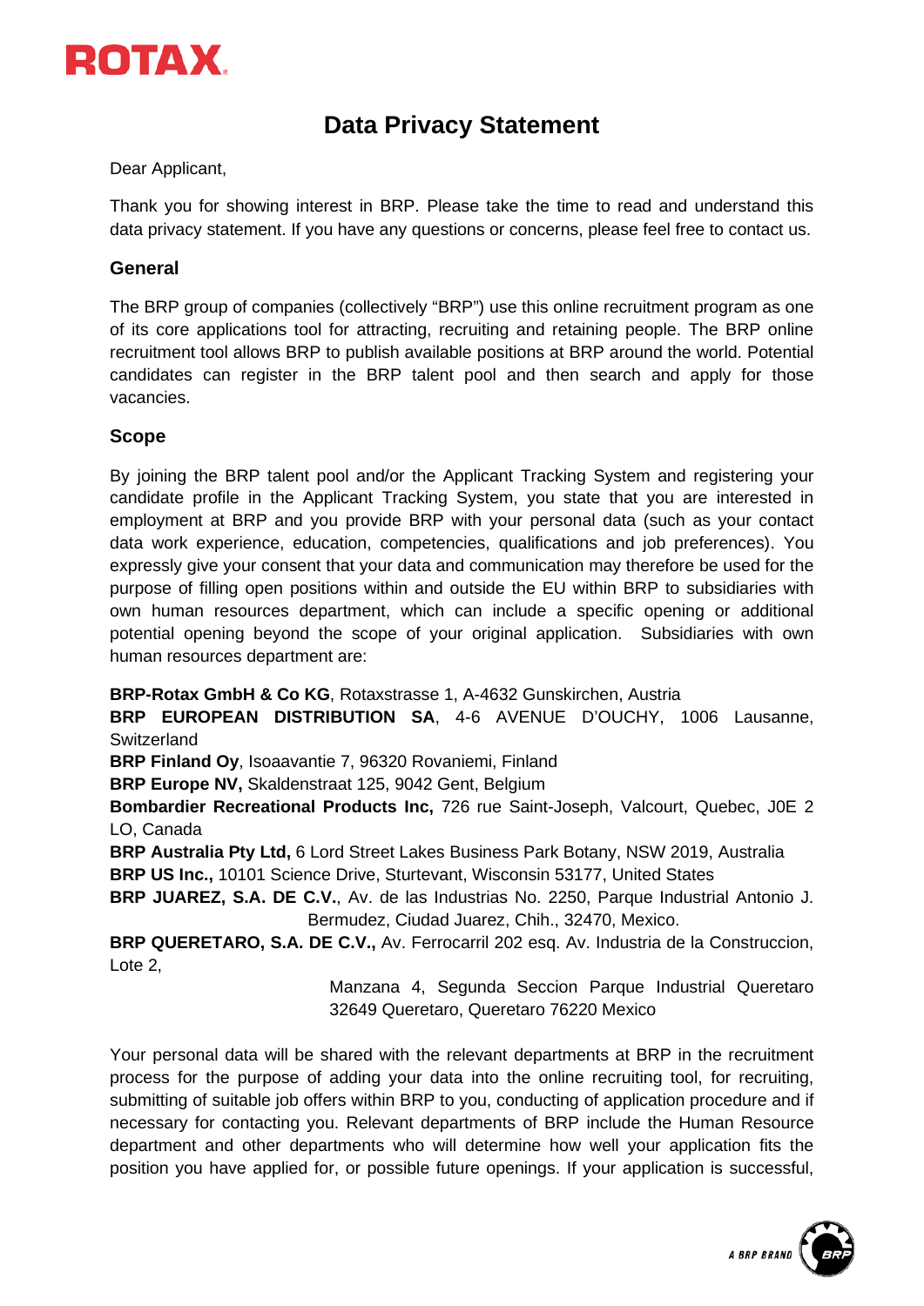# Data Privacy Statement

Dear Applicant,

Thank you for showing interest in BRP. Please take the time to read and understand this data privacy statement. If you have any questions or concerns, please feel free to contact us.

## General

The BRP group of companies (collectively “BRP”) use this online recruitment program as one of its core applications tool for attracting, recruiting and retaining people. The BRP online recruitment tool allows BRP to publish available positions at BRP around the world. Potential candidates can register in the BRP talent pool and then search and apply for those vacancies.

## Scope

By joining the BRP talent pool and/or the Applicant Tracking System and registering your candidate profile in the Applicant Tracking System, you state that you are interested in employment at BRP and you provide BRP with your personal data (such as your contact data work experience, education, competencies, qualifications and job preferences). You expressly give your consent that your data and communication may therefore be used for the purpose of filling open positions within and outside the EU within BRP to subsidiaries with own human resources department, which can include a specific opening or additional potential opening beyond the scope of your original application. Subsidiaries with own human resources department are:

**BRP-Rotax GmbH & Co KG**, Rotaxstrasse 1, A-4632 Gunskirchen, Austria
**BRP EUROPEAN DISTRIBUTION SA**, 4-6 AVENUE D'OUCHY, 1006 Lausanne, Switzerland
**BRP Finland Oy**, Isoaavantie 7, 96320 Rovaniemi, Finland
**BRP Europe NV,** Skaldenstraat 125, 9042 Gent, Belgium
**Bombardier Recreational Products Inc,** 726 rue Saint-Joseph, Valcourt, Quebec, J0E 2 LO, Canada
**BRP Australia Pty Ltd,** 6 Lord Street Lakes Business Park Botany, NSW 2019, Australia
**BRP US Inc.,** 10101 Science Drive, Sturtevant, Wisconsin 53177, United States
**BRP JUAREZ, S.A. DE C.V.**, Av. de las Industrias No. 2250, Parque Industrial Antonio J. Bermudez, Ciudad Juarez, Chih., 32470, Mexico.
**BRP QUERETARO, S.A. DE C.V.,** Av. Ferrocarril 202 esq. Av. Industria de la Construccion, Lote 2, Manzana 4, Segunda Seccion Parque Industrial Queretaro 32649 Queretaro, Queretaro 76220 Mexico

Your personal data will be shared with the relevant departments at BRP in the recruitment process for the purpose of adding your data into the online recruiting tool, for recruiting, submitting of suitable job offers within BRP to you, conducting of application procedure and if necessary for contacting you. Relevant departments of BRP include the Human Resource department and other departments who will determine how well your application fits the position you have applied for, or possible future openings. If your application is successful,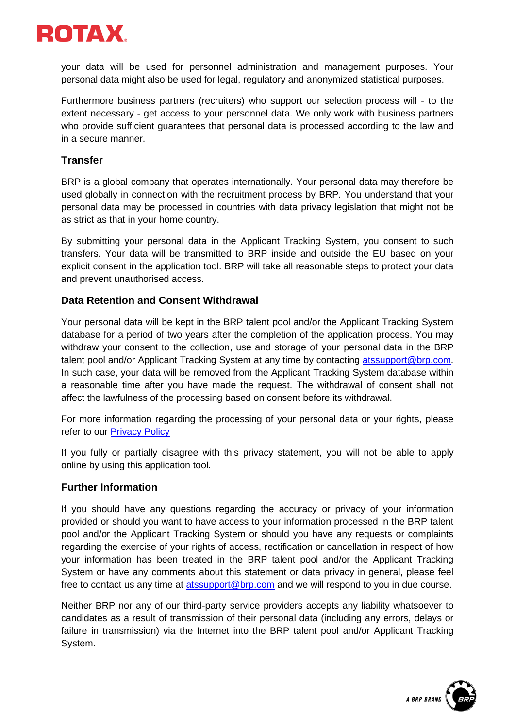your data will be used for personnel administration and management purposes. Your personal data might also be used for legal, regulatory and anonymized statistical purposes.

Furthermore business partners (recruiters) who support our selection process will - to the extent necessary - get access to your personnel data. We only work with business partners who provide sufficient guarantees that personal data is processed according to the law and in a secure manner.

## Transfer

BRP is a global company that operates internationally. Your personal data may therefore be used globally in connection with the recruitment process by BRP. You understand that your personal data may be processed in countries with data privacy legislation that might not be as strict as that in your home country.

By submitting your personal data in the Applicant Tracking System, you consent to such transfers. Your data will be transmitted to BRP inside and outside the EU based on your explicit consent in the application tool. BRP will take all reasonable steps to protect your data and prevent unauthorised access.

## Data Retention and Consent Withdrawal

Your personal data will be kept in the BRP talent pool and/or the Applicant Tracking System database for a period of two years after the completion of the application process. You may withdraw your consent to the collection, use and storage of your personal data in the BRP talent pool and/or Applicant Tracking System at any time by contacting atssupport@brp.com. In such case, your data will be removed from the Applicant Tracking System database within a reasonable time after you have made the request. The withdrawal of consent shall not affect the lawfulness of the processing based on consent before its withdrawal.

For more information regarding the processing of your personal data or your rights, please refer to our Privacy Policy

If you fully or partially disagree with this privacy statement, you will not be able to apply online by using this application tool.

## Further Information

If you should have any questions regarding the accuracy or privacy of your information provided or should you want to have access to your information processed in the BRP talent pool and/or the Applicant Tracking System or should you have any requests or complaints regarding the exercise of your rights of access, rectification or cancellation in respect of how your information has been treated in the BRP talent pool and/or the Applicant Tracking System or have any comments about this statement or data privacy in general, please feel free to contact us any time at atssupport@brp.com and we will respond to you in due course.

Neither BRP nor any of our third-party service providers accepts any liability whatsoever to candidates as a result of transmission of their personal data (including any errors, delays or failure in transmission) via the Internet into the BRP talent pool and/or Applicant Tracking System.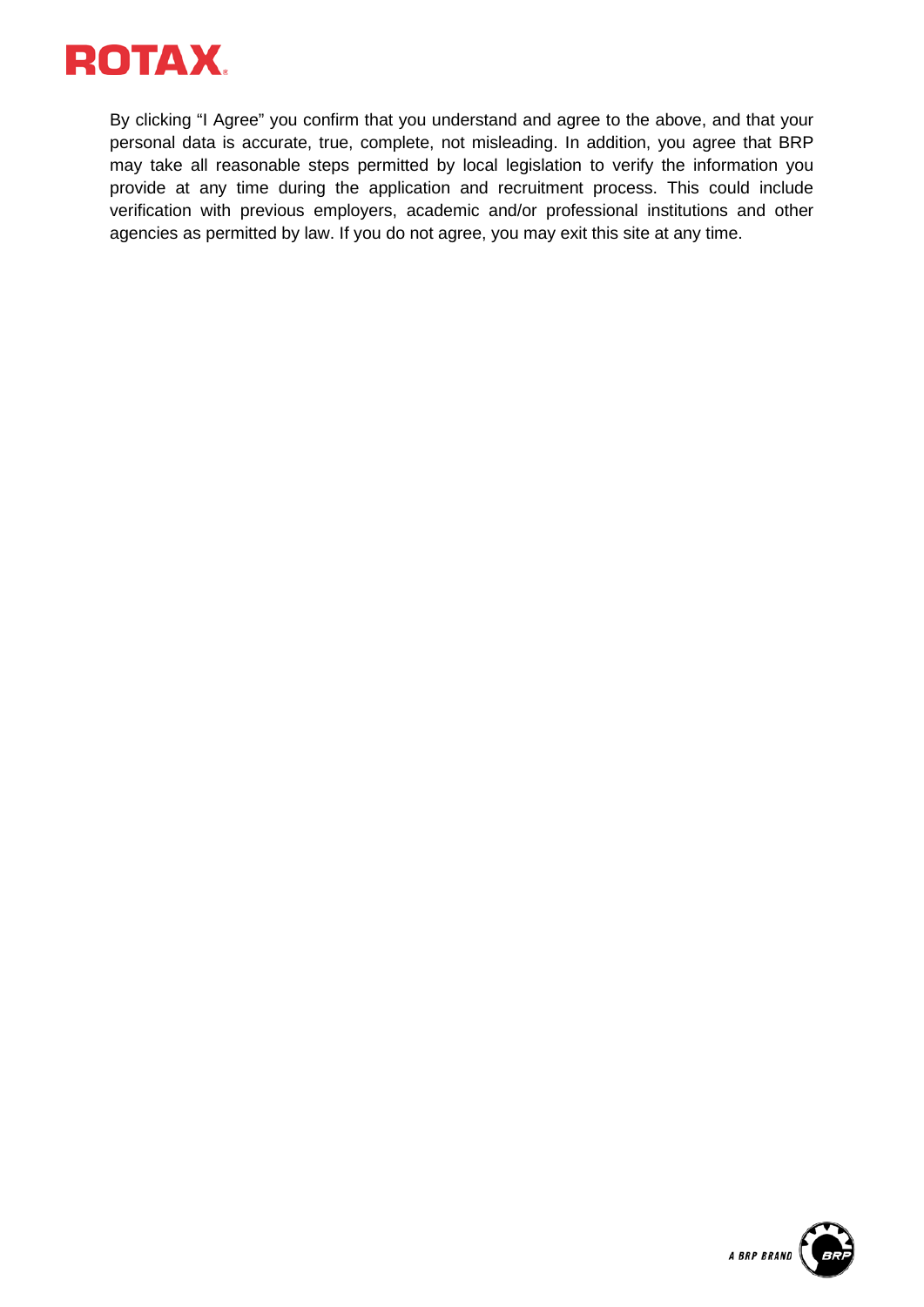By clicking "I Agree" you confirm that you understand and agree to the above, and that your personal data is accurate, true, complete, not misleading. In addition, you agree that BRP may take all reasonable steps permitted by local legislation to verify the information you provide at any time during the application and recruitment process. This could include verification with previous employers, academic and/or professional institutions and other agencies as permitted by law. If you do not agree, you may exit this site at any time.